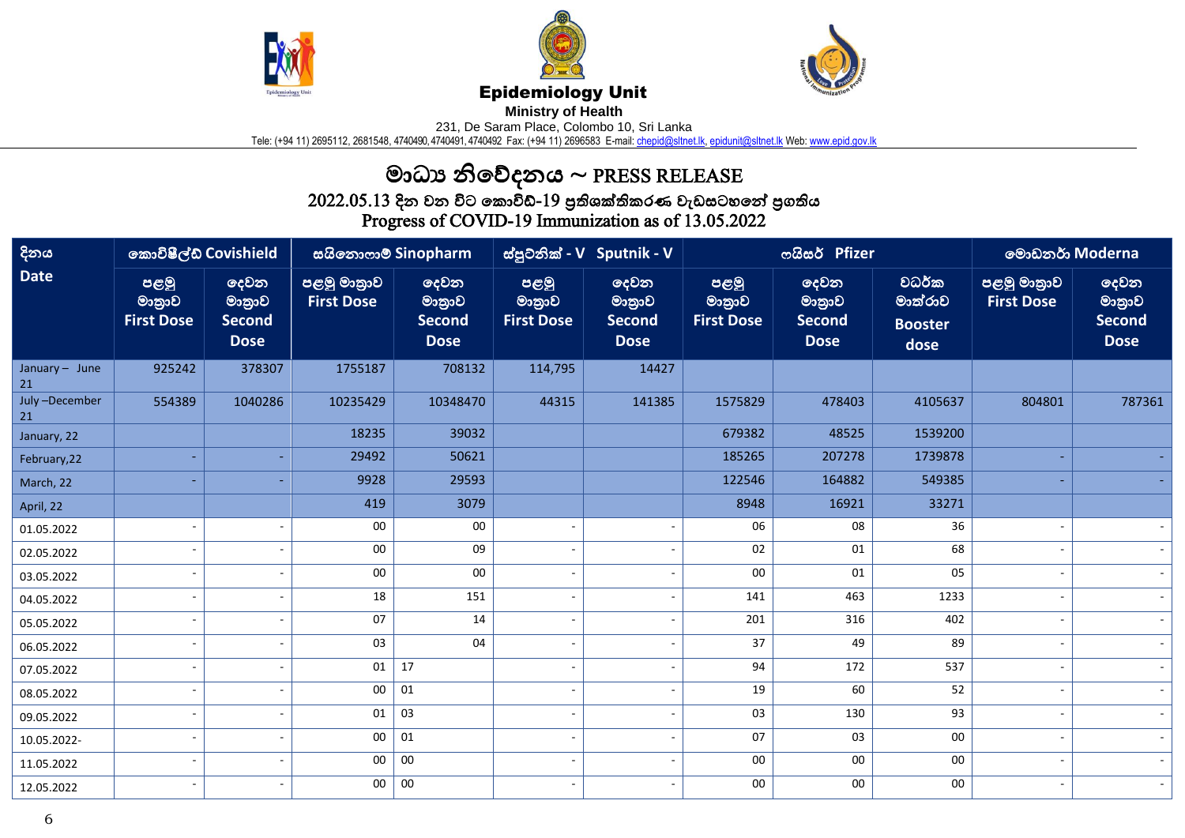**Epidemiology Unit**

**Ministry of Health**

231, De Saram Place, Colombo 10, Sri Lanka

Tele: (+94 11) 2695112, 2681548, 4740490, 4740491, 4740492 Fax: (+94 11) 2696583 E-mail: chepid@sltnet.lk, epidunit@sltnet.lk Web: www.epid.gov.lk

# මාධ්‍ය නිවේදනය ~ PRESS RELEASE

## 2022.05.13 දින වන විට කොවිඩ්-19 ප්‍රතිශක්තිකරණ වැඩසටහනේ ප්‍රගතිය
## Progress of COVID-19 Immunization as of 13.05.2022

| දිනය Date | කොවිෂීල්ඩ් Covishield | | සයිනොෆාම් Sinopharm | | ස්පුට්නික් - V Sputnik - V | | ෆයිසර් Pfizer | | | මොඩනර් Moderna | |
|---|---|---|---|---|---|---|---|---|---|---|---|
| | පළමු මාත්‍රාව First Dose | දෙවන මාත්‍රාව Second Dose | පළමු මාත්‍රාව First Dose | දෙවන මාත්‍රාව Second Dose | පළමු මාත්‍රාව First Dose | දෙවන මාත්‍රාව Second Dose | පළමු මාත්‍රාව First Dose | දෙවන මාත්‍රාව Second Dose | වර්ධක මාත්‍රාව Booster dose | පළමු මාත්‍රාව First Dose | දෙවන මාත්‍රාව Second Dose |
| January – June 21 | 925242 | 378307 | 1755187 | 708132 | 114,795 | 14427 | | | | | |
| July –December 21 | 554389 | 1040286 | 10235429 | 10348470 | 44315 | 141385 | 1575829 | 478403 | 4105637 | 804801 | 787361 |
| January, 22 | | | 18235 | 39032 | | | 679382 | 48525 | 1539200 | | |
| February,22 | - | - | 29492 | 50621 | | | 185265 | 207278 | 1739878 | - | - |
| March, 22 | - | - | 9928 | 29593 | | | 122546 | 164882 | 549385 | - | - |
| April, 22 | | | 419 | 3079 | | | 8948 | 16921 | 33271 | | |
| 01.05.2022 | - | - | 00 | 00 | - | - | 06 | 08 | 36 | - | - |
| 02.05.2022 | - | - | 00 | 09 | - | - | 02 | 01 | 68 | - | - |
| 03.05.2022 | - | - | 00 | 00 | - | - | 00 | 01 | 05 | - | - |
| 04.05.2022 | - | - | 18 | 151 | - | - | 141 | 463 | 1233 | - | - |
| 05.05.2022 | - | - | 07 | 14 | - | - | 201 | 316 | 402 | - | - |
| 06.05.2022 | - | - | 03 | 04 | - | - | 37 | 49 | 89 | - | - |
| 07.05.2022 | - | - | 01 | 17 | - | - | 94 | 172 | 537 | - | - |
| 08.05.2022 | - | - | 00 | 01 | - | - | 19 | 60 | 52 | - | - |
| 09.05.2022 | - | - | 01 | 03 | - | - | 03 | 130 | 93 | - | - |
| 10.05.2022- | - | - | 00 | 01 | - | - | 07 | 03 | 00 | - | - |
| 11.05.2022 | - | - | 00 | 00 | - | - | 00 | 00 | 00 | - | - |
| 12.05.2022 | - | - | 00 | 00 | - | - | 00 | 00 | 00 | - | - |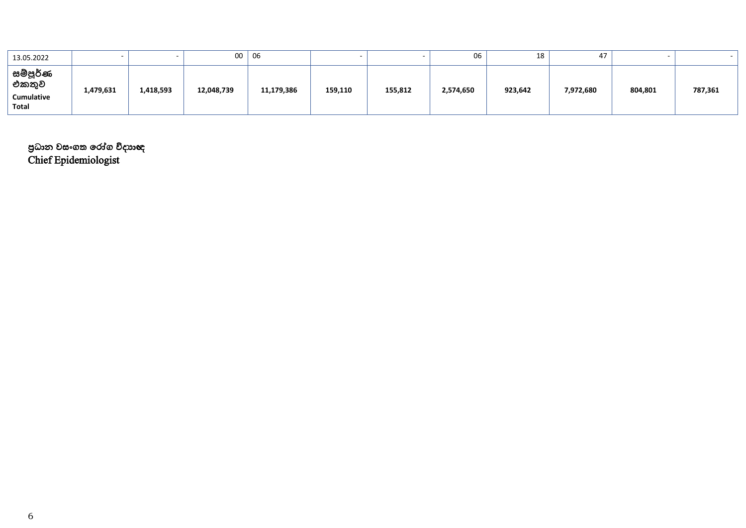| | | | | | | | | | | | |
|---|---|---|---|---|---|---|---|---|---|---|---|
| 13.05.2022 | - | - | 00 | 06 | - | - | 06 | 18 | 47 | - | - |
| **සම්පූර්ණ එකතුව Cumulative Total** | **1,479,631** | **1,418,593** | **12,048,739** | **11,179,386** | **159,110** | **155,812** | **2,574,650** | **923,642** | **7,972,680** | **804,801** | **787,361** |

ප්‍රධාන වසංගත රෝග විද්‍යාඥ
Chief Epidemiologist